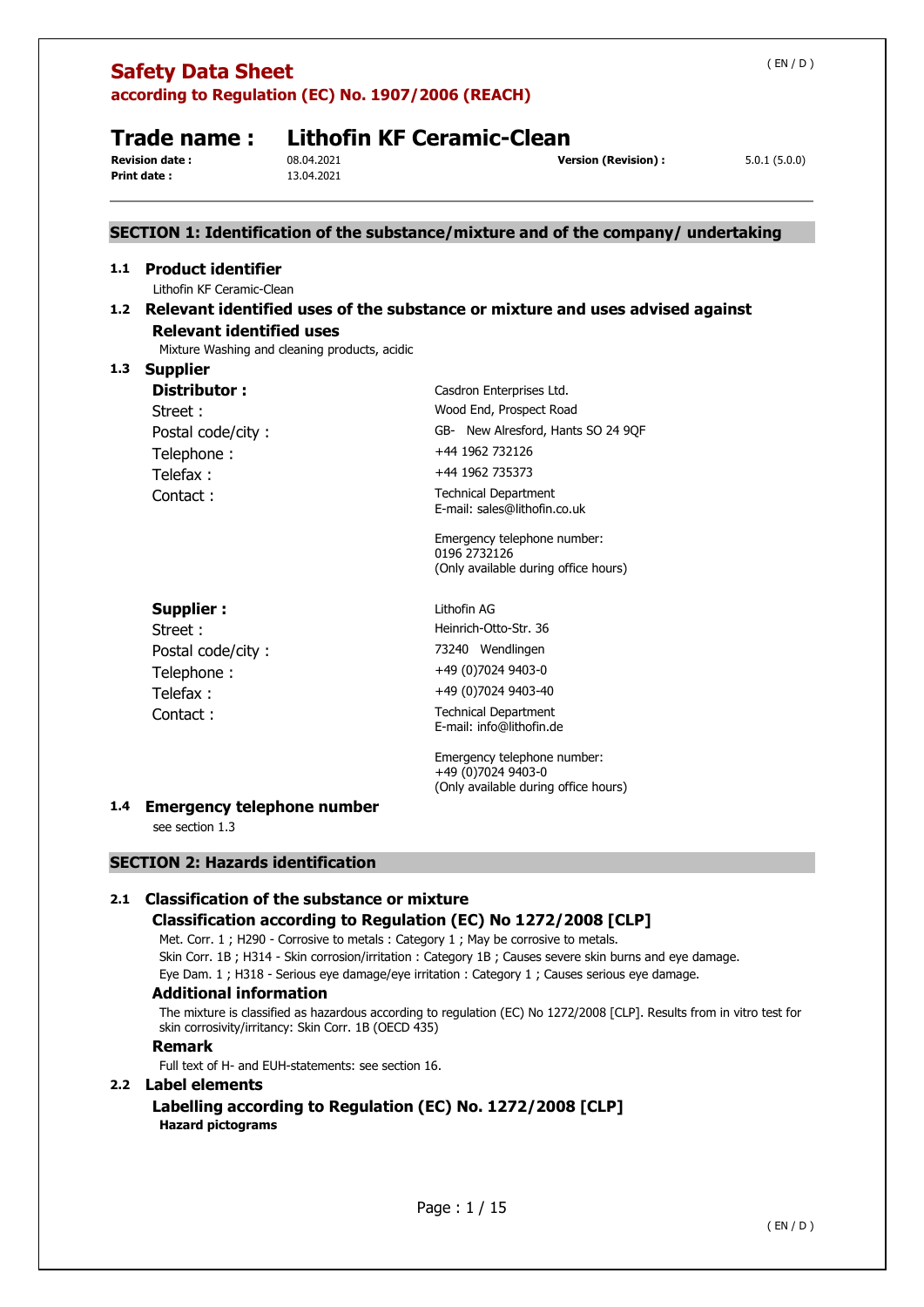# Safety Data Sheet

**according to Regulation (EC) No. 1907/2006 (REACH)**

## Trade name : Lithofin KF Ceramic-Clean

| | | | |
|---|---|---|---|
| **Revision date :** | 08.04.2021 | **Version (Revision) :** | 5.0.1 (5.0.0) |
| **Print date :** | 13.04.2021 | | |

## SECTION 1: Identification of the substance/mixture and of the company/ undertaking

### 1.1 Product identifier

Lithofin KF Ceramic-Clean

### 1.2 Relevant identified uses of the substance or mixture and uses advised against

**Relevant identified uses**

Mixture Washing and cleaning products, acidic

### 1.3 Supplier

**Distributor :** Casdron Enterprises Ltd.
Street : Wood End, Prospect Road
Postal code/city : GB- New Alresford, Hants SO 24 9QF
Telephone : +44 1962 732126
Telefax : +44 1962 735373
Contact : Technical Department
E-mail: sales@lithofin.co.uk

Emergency telephone number:
0196 2732126
(Only available during office hours)

**Supplier :** Lithofin AG
Street : Heinrich-Otto-Str. 36
Postal code/city : 73240 Wendlingen
Telephone : +49 (0)7024 9403-0
Telefax : +49 (0)7024 9403-40
Contact : Technical Department
E-mail: info@lithofin.de

Emergency telephone number:
+49 (0)7024 9403-0
(Only available during office hours)

### 1.4 Emergency telephone number

see section 1.3

## SECTION 2: Hazards identification

### 2.1 Classification of the substance or mixture

**Classification according to Regulation (EC) No 1272/2008 [CLP]**

Met. Corr. 1 ; H290 - Corrosive to metals : Category 1 ; May be corrosive to metals.
Skin Corr. 1B ; H314 - Skin corrosion/irritation : Category 1B ; Causes severe skin burns and eye damage.
Eye Dam. 1 ; H318 - Serious eye damage/eye irritation : Category 1 ; Causes serious eye damage.

**Additional information**

The mixture is classified as hazardous according to regulation (EC) No 1272/2008 [CLP]. Results from in vitro test for skin corrosivity/irritancy: Skin Corr. 1B (OECD 435)

**Remark**

Full text of H- and EUH-statements: see section 16.

### 2.2 Label elements

**Labelling according to Regulation (EC) No. 1272/2008 [CLP]**

**Hazard pictograms**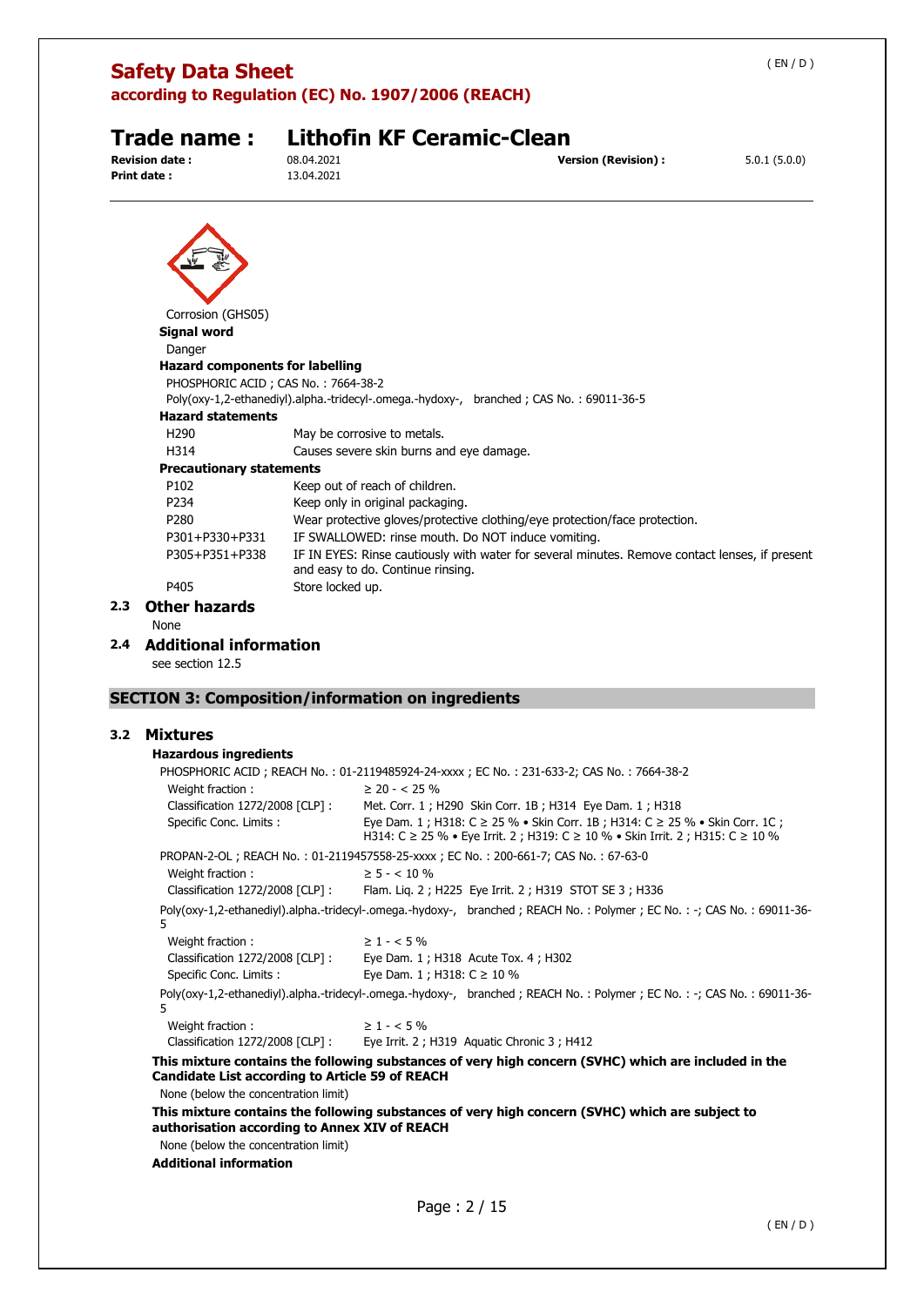Corrosion (GHS05)

**Signal word**

Danger

**Hazard components for labelling**

PHOSPHORIC ACID ; CAS No. : 7664-38-2

Poly(oxy-1,2-ethanediyl).alpha.-tridecyl-.omega.-hydoxy-, branched ; CAS No. : 69011-36-5

**Hazard statements**

| | |
|---|---|
| H290 | May be corrosive to metals. |
| H314 | Causes severe skin burns and eye damage. |

**Precautionary statements**

| | |
|---|---|
| P102 | Keep out of reach of children. |
| P234 | Keep only in original packaging. |
| P280 | Wear protective gloves/protective clothing/eye protection/face protection. |
| P301+P330+P331 | IF SWALLOWED: rinse mouth. Do NOT induce vomiting. |
| P305+P351+P338 | IF IN EYES: Rinse cautiously with water for several minutes. Remove contact lenses, if present and easy to do. Continue rinsing. |
| P405 | Store locked up. |

## 2.3 Other hazards

None

## 2.4 Additional information

see section 12.5

# SECTION 3: Composition/information on ingredients

## 3.2 Mixtures

**Hazardous ingredients**

PHOSPHORIC ACID ; REACH No. : 01-2119485924-24-xxxx ; EC No. : 231-633-2; CAS No. : 7664-38-2

| | |
|---|---|
| Weight fraction : | ≥ 20 - < 25 % |
| Classification 1272/2008 [CLP] : | Met. Corr. 1 ; H290 Skin Corr. 1B ; H314 Eye Dam. 1 ; H318 |
| Specific Conc. Limits : | Eye Dam. 1 ; H318: C ≥ 25 % • Skin Corr. 1B ; H314: C ≥ 25 % • Skin Corr. 1C ; H314: C ≥ 25 % • Eye Irrit. 2 ; H319: C ≥ 10 % • Skin Irrit. 2 ; H315: C ≥ 10 % |

PROPAN-2-OL ; REACH No. : 01-2119457558-25-xxxx ; EC No. : 200-661-7; CAS No. : 67-63-0

| | |
|---|---|
| Weight fraction : | ≥ 5 - < 10 % |
| Classification 1272/2008 [CLP] : | Flam. Liq. 2 ; H225 Eye Irrit. 2 ; H319 STOT SE 3 ; H336 |

Poly(oxy-1,2-ethanediyl).alpha.-tridecyl-.omega.-hydoxy-, branched ; REACH No. : Polymer ; EC No. : -; CAS No. : 69011-36-5

| | |
|---|---|
| Weight fraction : | ≥ 1 - < 5 % |
| Classification 1272/2008 [CLP] : | Eye Dam. 1 ; H318 Acute Tox. 4 ; H302 |
| Specific Conc. Limits : | Eye Dam. 1 ; H318: C ≥ 10 % |

Poly(oxy-1,2-ethanediyl).alpha.-tridecyl-.omega.-hydoxy-, branched ; REACH No. : Polymer ; EC No. : -; CAS No. : 69011-36-5

| | |
|---|---|
| Weight fraction : | ≥ 1 - < 5 % |
| Classification 1272/2008 [CLP] : | Eye Irrit. 2 ; H319 Aquatic Chronic 3 ; H412 |

**This mixture contains the following substances of very high concern (SVHC) which are included in the Candidate List according to Article 59 of REACH**

None (below the concentration limit)

**This mixture contains the following substances of very high concern (SVHC) which are subject to authorisation according to Annex XIV of REACH**

None (below the concentration limit)

**Additional information**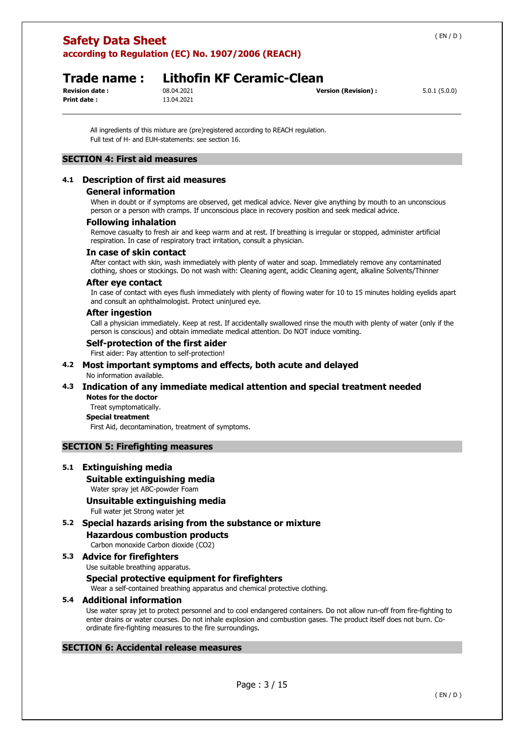All ingredients of this mixture are (pre)registered according to REACH regulation.
Full text of H- and EUH-statements: see section 16.

## SECTION 4: First aid measures

### 4.1 Description of first aid measures

#### General information

When in doubt or if symptoms are observed, get medical advice. Never give anything by mouth to an unconscious person or a person with cramps. If unconscious place in recovery position and seek medical advice.

#### Following inhalation

Remove casualty to fresh air and keep warm and at rest. If breathing is irregular or stopped, administer artificial respiration. In case of respiratory tract irritation, consult a physician.

#### In case of skin contact

After contact with skin, wash immediately with plenty of water and soap. Immediately remove any contaminated clothing, shoes or stockings. Do not wash with: Cleaning agent, acidic Cleaning agent, alkaline Solvents/Thinner

#### After eye contact

In case of contact with eyes flush immediately with plenty of flowing water for 10 to 15 minutes holding eyelids apart and consult an ophthalmologist. Protect uninjured eye.

#### After ingestion

Call a physician immediately. Keep at rest. If accidentally swallowed rinse the mouth with plenty of water (only if the person is conscious) and obtain immediate medical attention. Do NOT induce vomiting.

#### Self-protection of the first aider

First aider: Pay attention to self-protection!

### 4.2 Most important symptoms and effects, both acute and delayed

No information available.

### 4.3 Indication of any immediate medical attention and special treatment needed

**Notes for the doctor**

Treat symptomatically.

**Special treatment**

First Aid, decontamination, treatment of symptoms.

## SECTION 5: Firefighting measures

### 5.1 Extinguishing media

#### Suitable extinguishing media

Water spray jet ABC-powder Foam

#### Unsuitable extinguishing media

Full water jet Strong water jet

### 5.2 Special hazards arising from the substance or mixture

#### Hazardous combustion products

Carbon monoxide Carbon dioxide ($CO_2$)

### 5.3 Advice for firefighters

Use suitable breathing apparatus.

#### Special protective equipment for firefighters

Wear a self-contained breathing apparatus and chemical protective clothing.

### 5.4 Additional information

Use water spray jet to protect personnel and to cool endangered containers. Do not allow run-off from fire-fighting to enter drains or water courses. Do not inhale explosion and combustion gases. The product itself does not burn. Co-ordinate fire-fighting measures to the fire surroundings.

## SECTION 6: Accidental release measures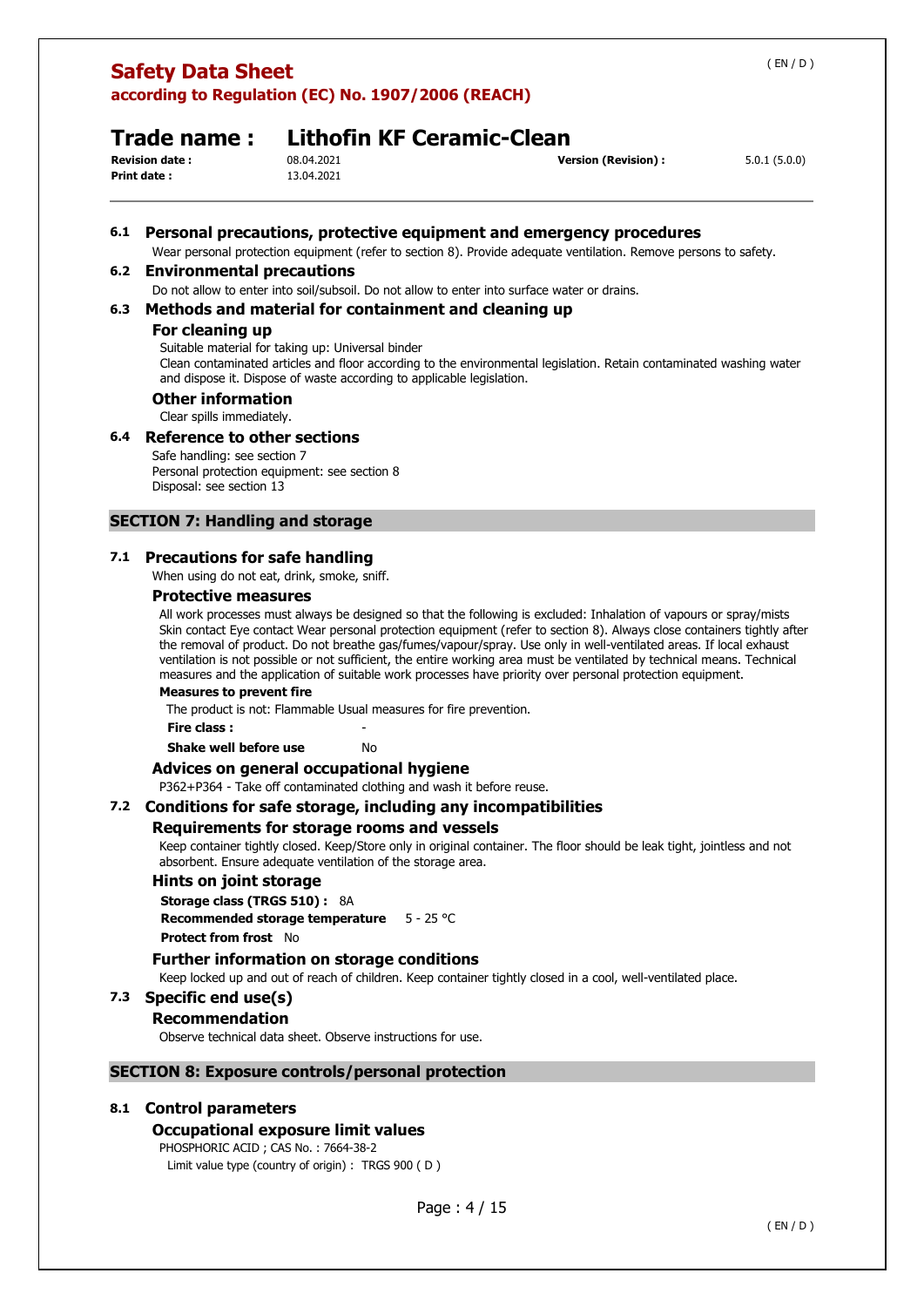### 6.1 Personal precautions, protective equipment and emergency procedures

Wear personal protection equipment (refer to section 8). Provide adequate ventilation. Remove persons to safety.

### 6.2 Environmental precautions

Do not allow to enter into soil/subsoil. Do not allow to enter into surface water or drains.

### 6.3 Methods and material for containment and cleaning up

#### For cleaning up

Suitable material for taking up: Universal binder

Clean contaminated articles and floor according to the environmental legislation. Retain contaminated washing water and dispose it. Dispose of waste according to applicable legislation.

#### Other information

Clear spills immediately.

### 6.4 Reference to other sections

Safe handling: see section 7
Personal protection equipment: see section 8
Disposal: see section 13

## SECTION 7: Handling and storage

### 7.1 Precautions for safe handling

When using do not eat, drink, smoke, sniff.

#### Protective measures

All work processes must always be designed so that the following is excluded: Inhalation of vapours or spray/mists Skin contact Eye contact Wear personal protection equipment (refer to section 8). Always close containers tightly after the removal of product. Do not breathe gas/fumes/vapour/spray. Use only in well-ventilated areas. If local exhaust ventilation is not possible or not sufficient, the entire working area must be ventilated by technical means. Technical measures and the application of suitable work processes have priority over personal protection equipment.

**Measures to prevent fire**

The product is not: Flammable Usual measures for fire prevention.

**Fire class :** -

**Shake well before use** No

#### Advices on general occupational hygiene

P362+P364 - Take off contaminated clothing and wash it before reuse.

### 7.2 Conditions for safe storage, including any incompatibilities

#### Requirements for storage rooms and vessels

Keep container tightly closed. Keep/Store only in original container. The floor should be leak tight, jointless and not absorbent. Ensure adequate ventilation of the storage area.

#### Hints on joint storage

**Storage class (TRGS 510) :** 8A

**Recommended storage temperature** 5 - 25 °C

**Protect from frost** No

#### Further information on storage conditions

Keep locked up and out of reach of children. Keep container tightly closed in a cool, well-ventilated place.

### 7.3 Specific end use(s)

#### Recommendation

Observe technical data sheet. Observe instructions for use.

## SECTION 8: Exposure controls/personal protection

### 8.1 Control parameters

#### Occupational exposure limit values

PHOSPHORIC ACID ; CAS No. : 7664-38-2

Limit value type (country of origin) : TRGS 900 ( D )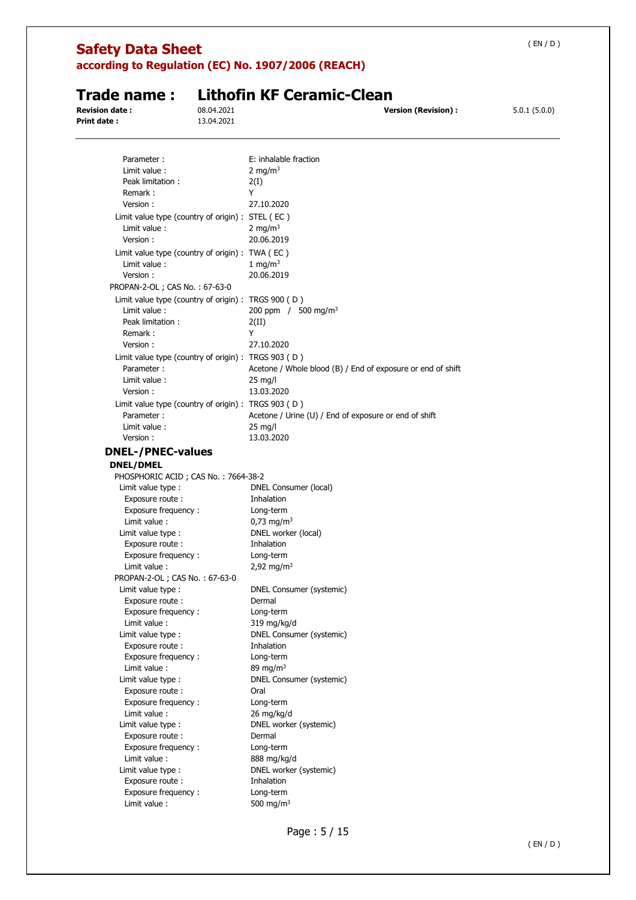Parameter : E: inhalable fraction
Limit value : 2 mg/m³
Peak limitation : 2(I)
Remark : Y
Version : 27.10.2020

Limit value type (country of origin) : STEL ( EC )
Limit value : 2 mg/m³
Version : 20.06.2019

Limit value type (country of origin) : TWA ( EC )
Limit value : 1 mg/m³
Version : 20.06.2019

PROPAN-2-OL ; CAS No. : 67-63-0

Limit value type (country of origin) : TRGS 900 ( D )
Limit value : 200 ppm / 500 mg/m³
Peak limitation : 2(II)
Remark : Y
Version : 27.10.2020

Limit value type (country of origin) : TRGS 903 ( D )
Parameter : Acetone / Whole blood (B) / End of exposure or end of shift
Limit value : 25 mg/l
Version : 13.03.2020

Limit value type (country of origin) : TRGS 903 ( D )
Parameter : Acetone / Urine (U) / End of exposure or end of shift
Limit value : 25 mg/l
Version : 13.03.2020

### DNEL-/PNEC-values

#### DNEL/DMEL

PHOSPHORIC ACID ; CAS No. : 7664-38-2

Limit value type : DNEL Consumer (local)
Exposure route : Inhalation
Exposure frequency : Long-term
Limit value : 0,73 mg/m³

Limit value type : DNEL worker (local)
Exposure route : Inhalation
Exposure frequency : Long-term
Limit value : 2,92 mg/m³

PROPAN-2-OL ; CAS No. : 67-63-0

Limit value type : DNEL Consumer (systemic)
Exposure route : Dermal
Exposure frequency : Long-term
Limit value : 319 mg/kg/d

Limit value type : DNEL Consumer (systemic)
Exposure route : Inhalation
Exposure frequency : Long-term
Limit value : 89 mg/m³

Limit value type : DNEL Consumer (systemic)
Exposure route : Oral
Exposure frequency : Long-term
Limit value : 26 mg/kg/d

Limit value type : DNEL worker (systemic)
Exposure route : Dermal
Exposure frequency : Long-term
Limit value : 888 mg/kg/d

Limit value type : DNEL worker (systemic)
Exposure route : Inhalation
Exposure frequency : Long-term
Limit value : 500 mg/m³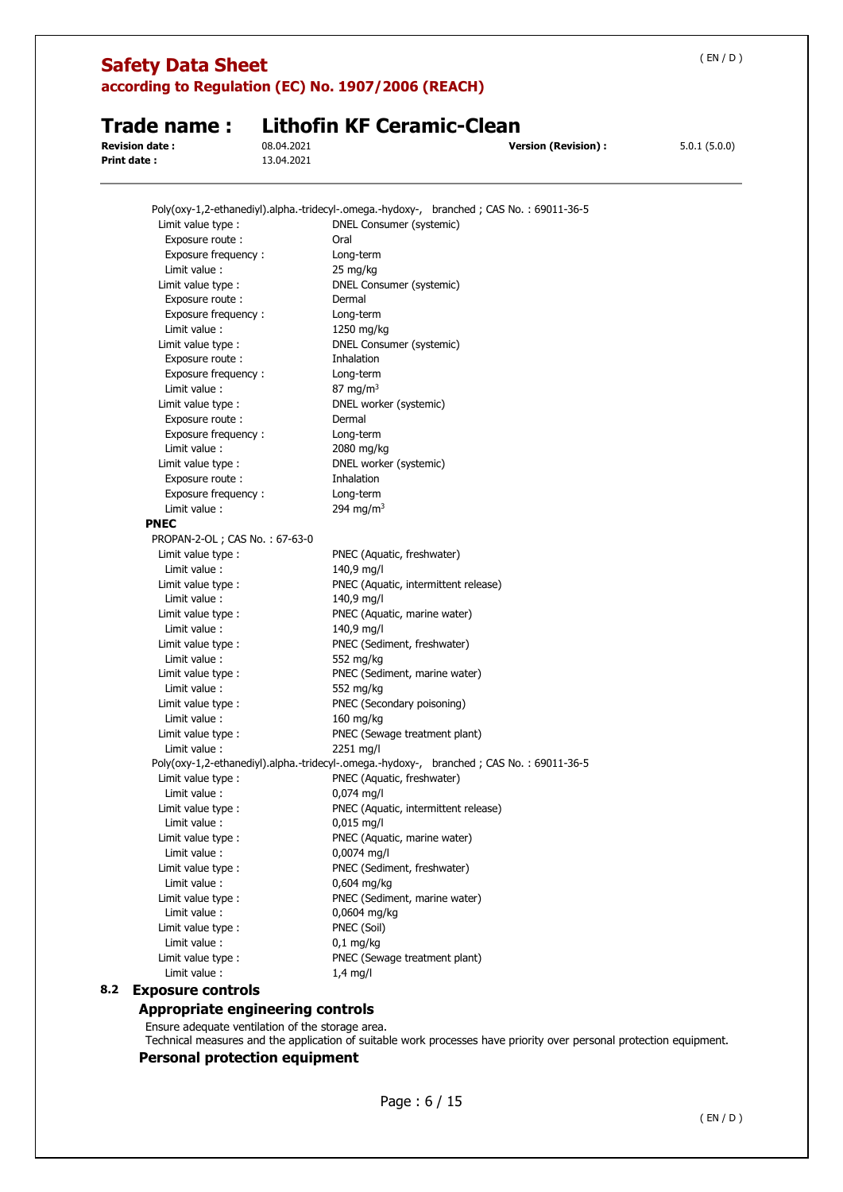Poly(oxy-1,2-ethanediyl).alpha.-tridecyl-.omega.-hydoxy-, branched ; CAS No. : 69011-36-5

| | |
|---|---|
| Limit value type : | DNEL Consumer (systemic) |
| Exposure route : | Oral |
| Exposure frequency : | Long-term |
| Limit value : | 25 mg/kg |
| Limit value type : | DNEL Consumer (systemic) |
| Exposure route : | Dermal |
| Exposure frequency : | Long-term |
| Limit value : | 1250 mg/kg |
| Limit value type : | DNEL Consumer (systemic) |
| Exposure route : | Inhalation |
| Exposure frequency : | Long-term |
| Limit value : | 87 mg/m$^3$ |
| Limit value type : | DNEL worker (systemic) |
| Exposure route : | Dermal |
| Exposure frequency : | Long-term |
| Limit value : | 2080 mg/kg |
| Limit value type : | DNEL worker (systemic) |
| Exposure route : | Inhalation |
| Exposure frequency : | Long-term |
| Limit value : | 294 mg/m$^3$ |

**PNEC**

PROPAN-2-OL ; CAS No. : 67-63-0

| | |
|---|---|
| Limit value type : | PNEC (Aquatic, freshwater) |
| Limit value : | 140,9 mg/l |
| Limit value type : | PNEC (Aquatic, intermittent release) |
| Limit value : | 140,9 mg/l |
| Limit value type : | PNEC (Aquatic, marine water) |
| Limit value : | 140,9 mg/l |
| Limit value type : | PNEC (Sediment, freshwater) |
| Limit value : | 552 mg/kg |
| Limit value type : | PNEC (Sediment, marine water) |
| Limit value : | 552 mg/kg |
| Limit value type : | PNEC (Secondary poisoning) |
| Limit value : | 160 mg/kg |
| Limit value type : | PNEC (Sewage treatment plant) |
| Limit value : | 2251 mg/l |

Poly(oxy-1,2-ethanediyl).alpha.-tridecyl-.omega.-hydoxy-, branched ; CAS No. : 69011-36-5

| | |
|---|---|
| Limit value type : | PNEC (Aquatic, freshwater) |
| Limit value : | 0,074 mg/l |
| Limit value type : | PNEC (Aquatic, intermittent release) |
| Limit value : | 0,015 mg/l |
| Limit value type : | PNEC (Aquatic, marine water) |
| Limit value : | 0,0074 mg/l |
| Limit value type : | PNEC (Sediment, freshwater) |
| Limit value : | 0,604 mg/kg |
| Limit value type : | PNEC (Sediment, marine water) |
| Limit value : | 0,0604 mg/kg |
| Limit value type : | PNEC (Soil) |
| Limit value : | 0,1 mg/kg |
| Limit value type : | PNEC (Sewage treatment plant) |
| Limit value : | 1,4 mg/l |

## 8.2 Exposure controls

### Appropriate engineering controls

Ensure adequate ventilation of the storage area.
Technical measures and the application of suitable work processes have priority over personal protection equipment.

### Personal protection equipment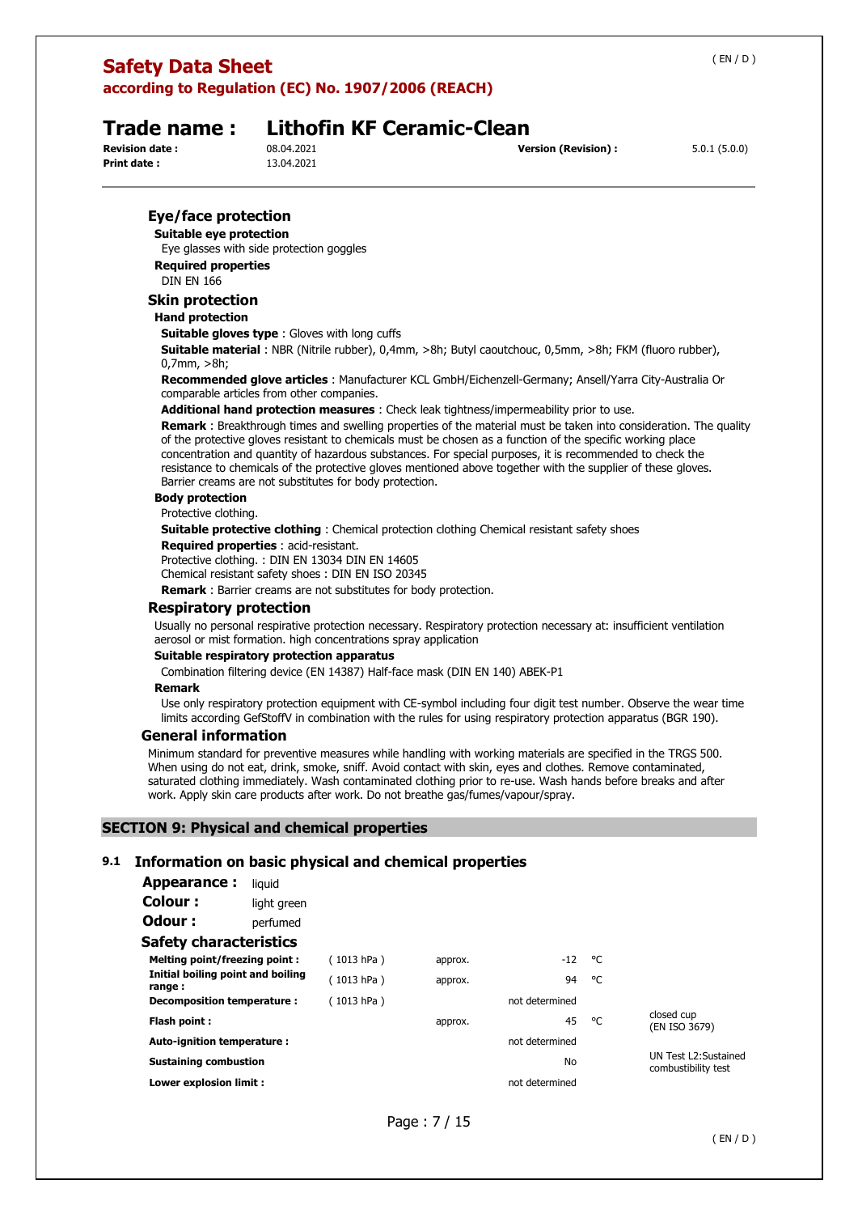### Eye/face protection

**Suitable eye protection**

Eye glasses with side protection goggles

**Required properties**

DIN EN 166

### Skin protection

**Hand protection**

**Suitable gloves type** : Gloves with long cuffs

**Suitable material** : NBR (Nitrile rubber), 0,4mm, >8h; Butyl caoutchouc, 0,5mm, >8h; FKM (fluoro rubber), 0,7mm, >8h;

**Recommended glove articles** : Manufacturer KCL GmbH/Eichenzell-Germany; Ansell/Yarra City-Australia Or comparable articles from other companies.

**Additional hand protection measures** : Check leak tightness/impermeability prior to use.

**Remark** : Breakthrough times and swelling properties of the material must be taken into consideration. The quality of the protective gloves resistant to chemicals must be chosen as a function of the specific working place concentration and quantity of hazardous substances. For special purposes, it is recommended to check the resistance to chemicals of the protective gloves mentioned above together with the supplier of these gloves. Barrier creams are not substitutes for body protection.

**Body protection**

Protective clothing.

**Suitable protective clothing** : Chemical protection clothing Chemical resistant safety shoes

**Required properties** : acid-resistant.

Protective clothing. : DIN EN 13034 DIN EN 14605

Chemical resistant safety shoes : DIN EN ISO 20345

**Remark** : Barrier creams are not substitutes for body protection.

### Respiratory protection

Usually no personal respirative protection necessary. Respiratory protection necessary at: insufficient ventilation aerosol or mist formation. high concentrations spray application

**Suitable respiratory protection apparatus**

Combination filtering device (EN 14387) Half-face mask (DIN EN 140) ABEK-P1

**Remark**

Use only respiratory protection equipment with CE-symbol including four digit test number. Observe the wear time limits according GefStoffV in combination with the rules for using respiratory protection apparatus (BGR 190).

### General information

Minimum standard for preventive measures while handling with working materials are specified in the TRGS 500. When using do not eat, drink, smoke, sniff. Avoid contact with skin, eyes and clothes. Remove contaminated, saturated clothing immediately. Wash contaminated clothing prior to re-use. Wash hands before breaks and after work. Apply skin care products after work. Do not breathe gas/fumes/vapour/spray.

## SECTION 9: Physical and chemical properties

### 9.1 Information on basic physical and chemical properties

**Appearance :** liquid

**Colour :** light green

**Odour :** perfumed

### Safety characteristics

| | | | | | |
|---|---|---|---|---|---|
| **Melting point/freezing point :** | ( 1013 hPa ) | approx. | -12 | °C | |
| **Initial boiling point and boiling range :** | ( 1013 hPa ) | approx. | 94 | °C | |
| **Decomposition temperature :** | ( 1013 hPa ) | | not determined | | |
| **Flash point :** | | approx. | 45 | °C | closed cup (EN ISO 3679) |
| **Auto-ignition temperature :** | | | not determined | | |
| **Sustaining combustion** | | | No | | UN Test L2:Sustained combustibility test |
| **Lower explosion limit :** | | | not determined | | |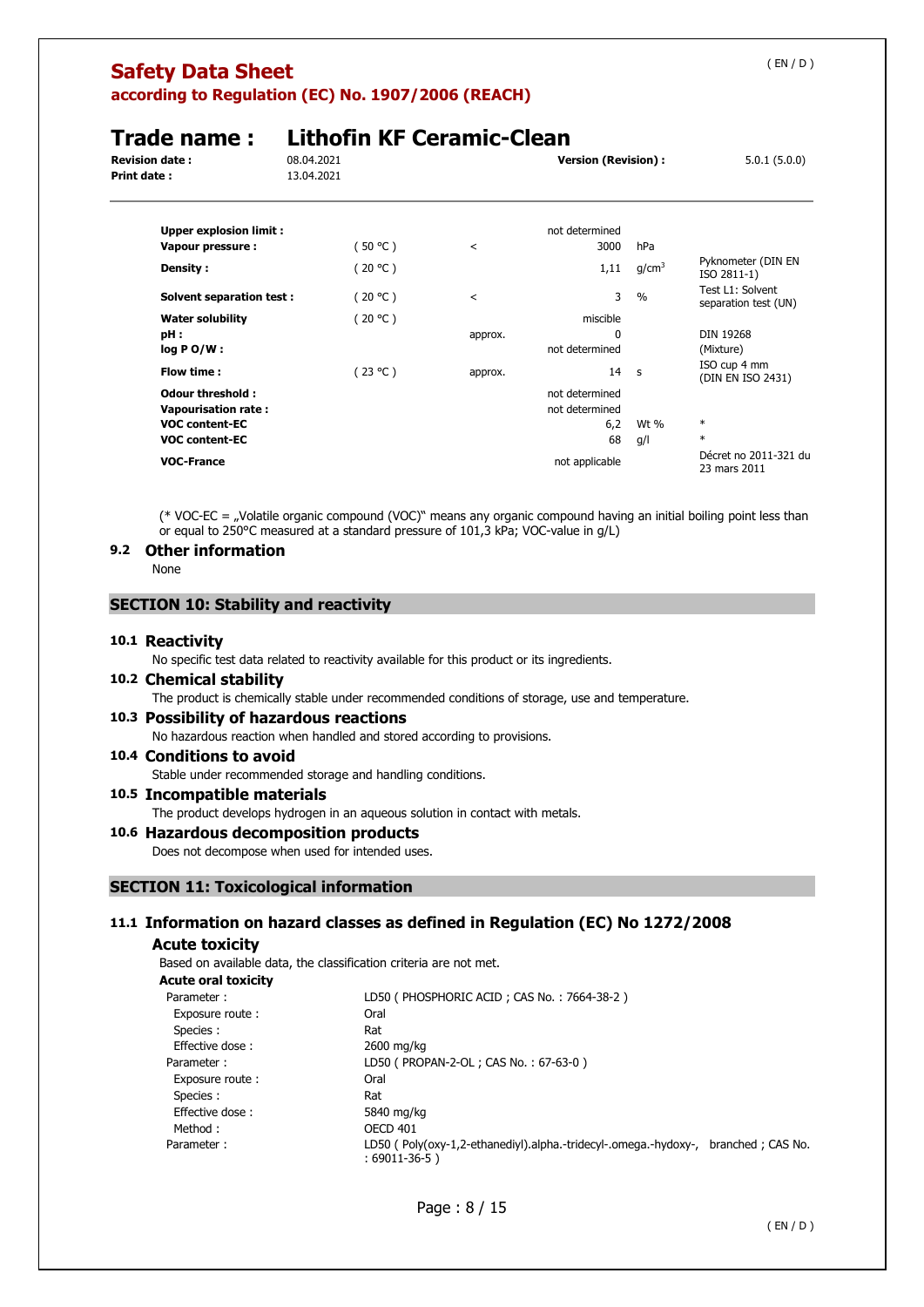| | | | | | |
|---|---|---|---|---|---|
| **Upper explosion limit :** | | | not determined | | |
| **Vapour pressure :** | ( 50 °C ) | < | 3000 | hPa | |
| **Density :** | ( 20 °C ) | | 1,11 | $g/cm^3$ | Pyknometer (DIN EN ISO 2811-1) |
| **Solvent separation test :** | ( 20 °C ) | < | 3 | % | Test L1: Solvent separation test (UN) |
| **Water solubility** | ( 20 °C ) | | miscible | | |
| **pH :** | | approx. | 0 | | DIN 19268 |
| **log P O/W :** | | | not determined | | (Mixture) |
| **Flow time :** | ( 23 °C ) | approx. | 14 | s | ISO cup 4 mm (DIN EN ISO 2431) |
| **Odour threshold :** | | | not determined | | |
| **Vapourisation rate :** | | | not determined | | |
| **VOC content-EC** | | | 6,2 | Wt % | * |
| **VOC content-EC** | | | 68 | g/l | * |
| **VOC-France** | | | not applicable | | Décret no 2011-321 du 23 mars 2011 |

(* VOC-EC = „Volatile organic compound (VOC)" means any organic compound having an initial boiling point less than or equal to 250°C measured at a standard pressure of 101,3 kPa; VOC-value in g/L)

### 9.2 Other information

None

## SECTION 10: Stability and reactivity

### 10.1 Reactivity

No specific test data related to reactivity available for this product or its ingredients.

### 10.2 Chemical stability

The product is chemically stable under recommended conditions of storage, use and temperature.

### 10.3 Possibility of hazardous reactions

No hazardous reaction when handled and stored according to provisions.

### 10.4 Conditions to avoid

Stable under recommended storage and handling conditions.

### 10.5 Incompatible materials

The product develops hydrogen in an aqueous solution in contact with metals.

### 10.6 Hazardous decomposition products

Does not decompose when used for intended uses.

## SECTION 11: Toxicological information

### 11.1 Information on hazard classes as defined in Regulation (EC) No 1272/2008

#### Acute toxicity

Based on available data, the classification criteria are not met.

**Acute oral toxicity**

| | |
|---|---|
| Parameter : | LD50 ( PHOSPHORIC ACID ; CAS No. : 7664-38-2 ) |
| Exposure route : | Oral |
| Species : | Rat |
| Effective dose : | 2600 mg/kg |
| Parameter : | LD50 ( PROPAN-2-OL ; CAS No. : 67-63-0 ) |
| Exposure route : | Oral |
| Species : | Rat |
| Effective dose : | 5840 mg/kg |
| Method : | OECD 401 |
| Parameter : | LD50 ( Poly(oxy-1,2-ethanediyl).alpha.-tridecyl-.omega.-hydoxy-, branched ; CAS No. : 69011-36-5 ) |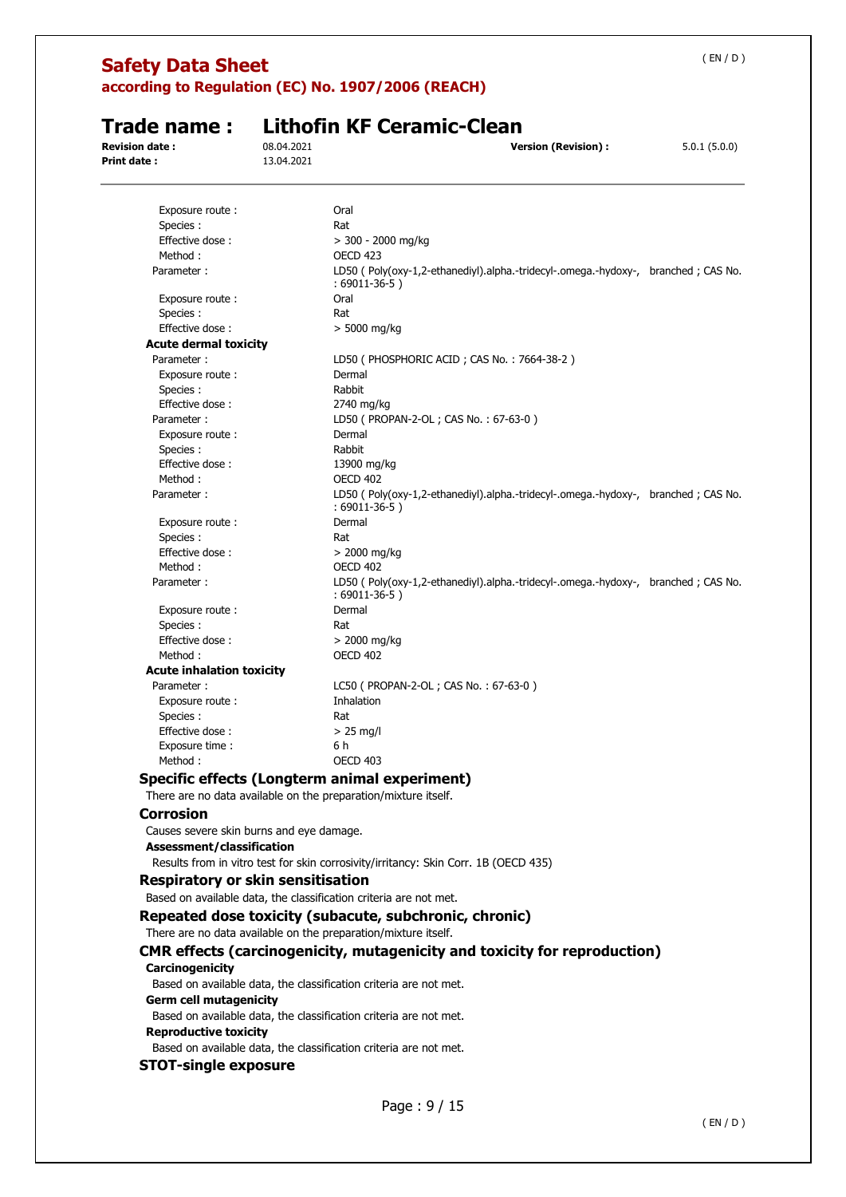| | |
|---|---|
| Exposure route : | Oral |
| Species : | Rat |
| Effective dose : | > 300 - 2000 mg/kg |
| Method : | OECD 423 |
| Parameter : | LD50 ( Poly(oxy-1,2-ethanediyl).alpha.-tridecyl-.omega.-hydoxy-, branched ; CAS No. : 69011-36-5 ) |
| Exposure route : | Oral |
| Species : | Rat |
| Effective dose : | > 5000 mg/kg |

**Acute dermal toxicity**

| | |
|---|---|
| Parameter : | LD50 ( PHOSPHORIC ACID ; CAS No. : 7664-38-2 ) |
| Exposure route : | Dermal |
| Species : | Rabbit |
| Effective dose : | 2740 mg/kg |
| Parameter : | LD50 ( PROPAN-2-OL ; CAS No. : 67-63-0 ) |
| Exposure route : | Dermal |
| Species : | Rabbit |
| Effective dose : | 13900 mg/kg |
| Method : | OECD 402 |
| Parameter : | LD50 ( Poly(oxy-1,2-ethanediyl).alpha.-tridecyl-.omega.-hydoxy-, branched ; CAS No. : 69011-36-5 ) |
| Exposure route : | Dermal |
| Species : | Rat |
| Effective dose : | > 2000 mg/kg |
| Method : | OECD 402 |
| Parameter : | LD50 ( Poly(oxy-1,2-ethanediyl).alpha.-tridecyl-.omega.-hydoxy-, branched ; CAS No. : 69011-36-5 ) |
| Exposure route : | Dermal |
| Species : | Rat |
| Effective dose : | > 2000 mg/kg |
| Method : | OECD 402 |

**Acute inhalation toxicity**

| | |
|---|---|
| Parameter : | LC50 ( PROPAN-2-OL ; CAS No. : 67-63-0 ) |
| Exposure route : | Inhalation |
| Species : | Rat |
| Effective dose : | > 25 mg/l |
| Exposure time : | 6 h |
| Method : | OECD 403 |

### Specific effects (Longterm animal experiment)

There are no data available on the preparation/mixture itself.

### Corrosion

Causes severe skin burns and eye damage.

**Assessment/classification**

Results from in vitro test for skin corrosivity/irritancy: Skin Corr. 1B (OECD 435)

### Respiratory or skin sensitisation

Based on available data, the classification criteria are not met.

### Repeated dose toxicity (subacute, subchronic, chronic)

There are no data available on the preparation/mixture itself.

### CMR effects (carcinogenicity, mutagenicity and toxicity for reproduction)

**Carcinogenicity**

Based on available data, the classification criteria are not met.

**Germ cell mutagenicity**

Based on available data, the classification criteria are not met.

**Reproductive toxicity**

Based on available data, the classification criteria are not met.

### STOT-single exposure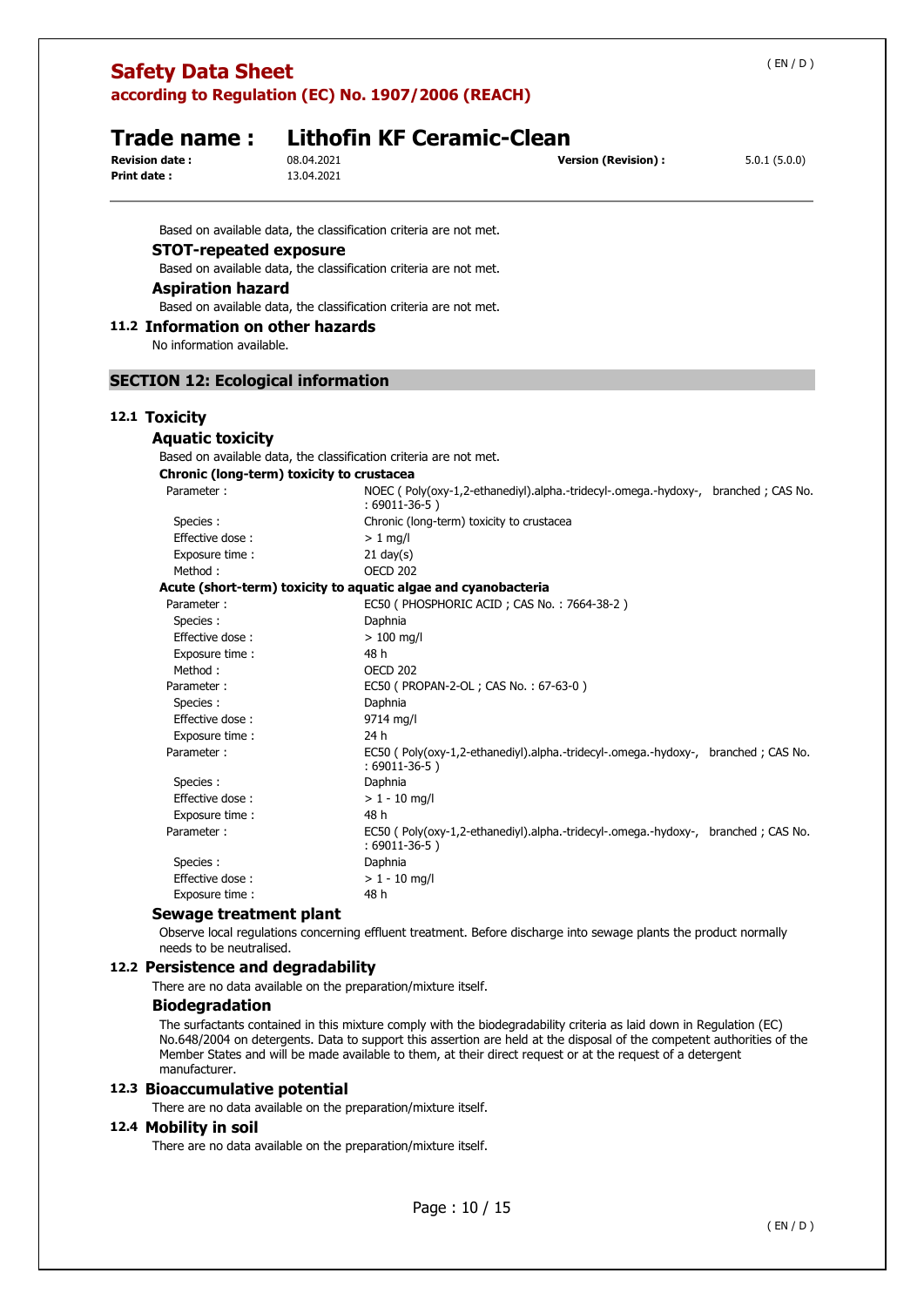Based on available data, the classification criteria are not met.

### STOT-repeated exposure

Based on available data, the classification criteria are not met.

### Aspiration hazard

Based on available data, the classification criteria are not met.

## 11.2 Information on other hazards

No information available.

# SECTION 12: Ecological information

## 12.1 Toxicity

### Aquatic toxicity

Based on available data, the classification criteria are not met.

**Chronic (long-term) toxicity to crustacea**

| | |
|---|---|
| Parameter : | NOEC ( Poly(oxy-1,2-ethanediyl).alpha.-tridecyl-.omega.-hydoxy-, branched ; CAS No. : 69011-36-5 ) |
| Species : | Chronic (long-term) toxicity to crustacea |
| Effective dose : | > 1 mg/l |
| Exposure time : | 21 day(s) |
| Method : | OECD 202 |

**Acute (short-term) toxicity to aquatic algae and cyanobacteria**

| | |
|---|---|
| Parameter : | EC50 ( PHOSPHORIC ACID ; CAS No. : 7664-38-2 ) |
| Species : | Daphnia |
| Effective dose : | > 100 mg/l |
| Exposure time : | 48 h |
| Method : | OECD 202 |
| Parameter : | EC50 ( PROPAN-2-OL ; CAS No. : 67-63-0 ) |
| Species : | Daphnia |
| Effective dose : | 9714 mg/l |
| Exposure time : | 24 h |
| Parameter : | EC50 ( Poly(oxy-1,2-ethanediyl).alpha.-tridecyl-.omega.-hydoxy-, branched ; CAS No. : 69011-36-5 ) |
| Species : | Daphnia |
| Effective dose : | > 1 - 10 mg/l |
| Exposure time : | 48 h |
| Parameter : | EC50 ( Poly(oxy-1,2-ethanediyl).alpha.-tridecyl-.omega.-hydoxy-, branched ; CAS No. : 69011-36-5 ) |
| Species : | Daphnia |
| Effective dose : | > 1 - 10 mg/l |
| Exposure time : | 48 h |

### Sewage treatment plant

Observe local regulations concerning effluent treatment. Before discharge into sewage plants the product normally needs to be neutralised.

## 12.2 Persistence and degradability

There are no data available on the preparation/mixture itself.

### Biodegradation

The surfactants contained in this mixture comply with the biodegradability criteria as laid down in Regulation (EC) No.648/2004 on detergents. Data to support this assertion are held at the disposal of the competent authorities of the Member States and will be made available to them, at their direct request or at the request of a detergent manufacturer.

## 12.3 Bioaccumulative potential

There are no data available on the preparation/mixture itself.

## 12.4 Mobility in soil

There are no data available on the preparation/mixture itself.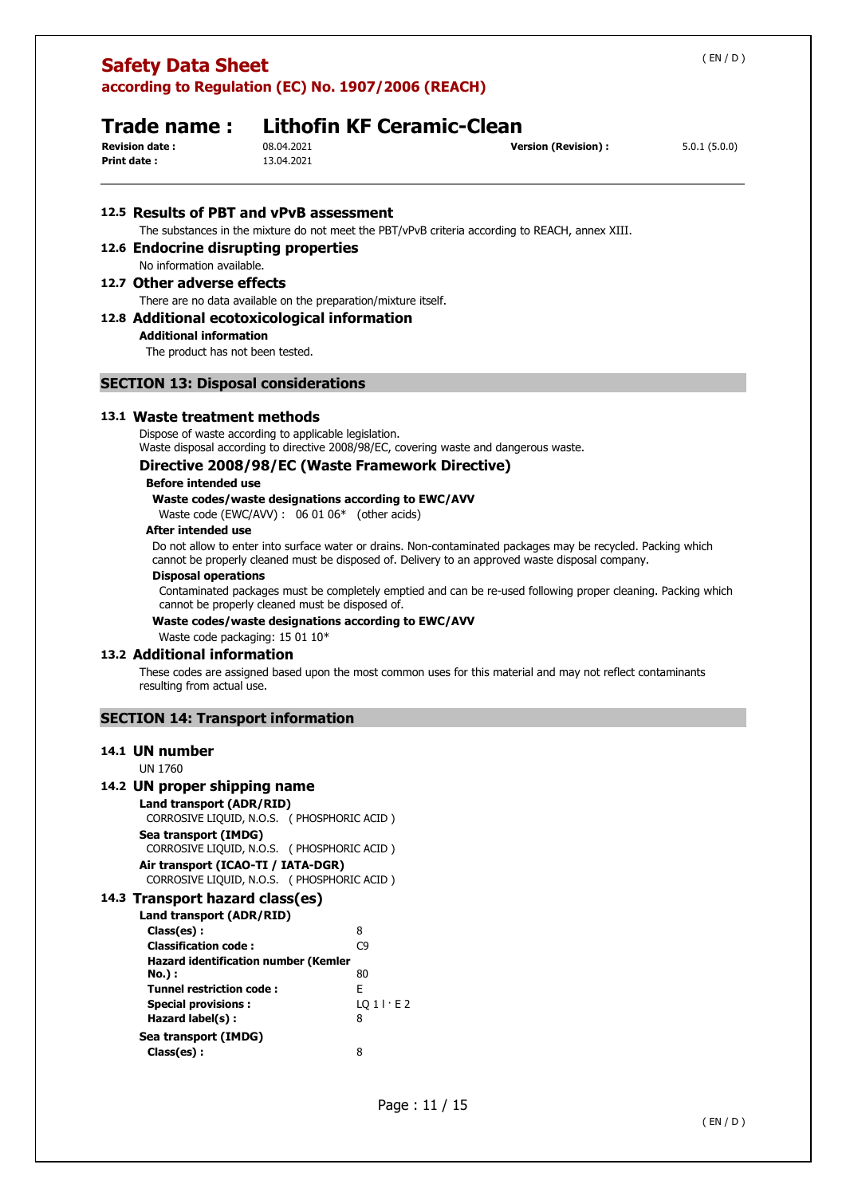### 12.5 Results of PBT and vPvB assessment

The substances in the mixture do not meet the PBT/vPvB criteria according to REACH, annex XIII.

### 12.6 Endocrine disrupting properties

No information available.

### 12.7 Other adverse effects

There are no data available on the preparation/mixture itself.

### 12.8 Additional ecotoxicological information

**Additional information**

The product has not been tested.

## SECTION 13: Disposal considerations

### 13.1 Waste treatment methods

Dispose of waste according to applicable legislation.
Waste disposal according to directive 2008/98/EC, covering waste and dangerous waste.

#### Directive 2008/98/EC (Waste Framework Directive)

**Before intended use**

**Waste codes/waste designations according to EWC/AVV**

Waste code (EWC/AVV) : 06 01 06* (other acids)

**After intended use**

Do not allow to enter into surface water or drains. Non-contaminated packages may be recycled. Packing which cannot be properly cleaned must be disposed of. Delivery to an approved waste disposal company.

**Disposal operations**

Contaminated packages must be completely emptied and can be re-used following proper cleaning. Packing which cannot be properly cleaned must be disposed of.

**Waste codes/waste designations according to EWC/AVV**

Waste code packaging: 15 01 10*

### 13.2 Additional information

These codes are assigned based upon the most common uses for this material and may not reflect contaminants resulting from actual use.

## SECTION 14: Transport information

### 14.1 UN number

UN 1760

### 14.2 UN proper shipping name

**Land transport (ADR/RID)**

CORROSIVE LIQUID, N.O.S. ( PHOSPHORIC ACID )

**Sea transport (IMDG)**

CORROSIVE LIQUID, N.O.S. ( PHOSPHORIC ACID )

**Air transport (ICAO-TI / IATA-DGR)**

CORROSIVE LIQUID, N.O.S. ( PHOSPHORIC ACID )

### 14.3 Transport hazard class(es)

**Land transport (ADR/RID)**

| | |
|---|---|
| **Class(es) :** | 8 |
| **Classification code :** | C9 |
| **Hazard identification number (Kemler No.) :** | 80 |
| **Tunnel restriction code :** | E |
| **Special provisions :** | LQ 1 l · E 2 |
| **Hazard label(s) :** | 8 |

**Sea transport (IMDG)**

| | |
|---|---|
| **Class(es) :** | 8 |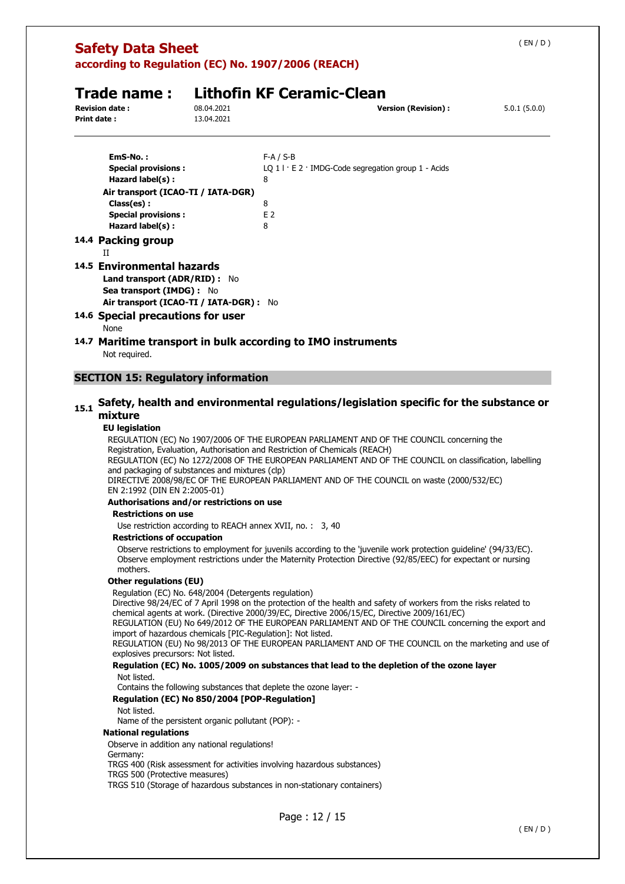**EmS-No. :** F-A / S-B
**Special provisions :** LQ 1 l · E 2 · IMDG-Code segregation group 1 - Acids
**Hazard label(s) :** 8

**Air transport (ICAO-TI / IATA-DGR)**

**Class(es) :** 8
**Special provisions :** E 2
**Hazard label(s) :** 8

### 14.4 Packing group

II

### 14.5 Environmental hazards

**Land transport (ADR/RID) :** No
**Sea transport (IMDG) :** No
**Air transport (ICAO-TI / IATA-DGR) :** No

### 14.6 Special precautions for user

None

### 14.7 Maritime transport in bulk according to IMO instruments

Not required.

## SECTION 15: Regulatory information

### 15.1 Safety, health and environmental regulations/legislation specific for the substance or mixture

**EU legislation**

REGULATION (EC) No 1907/2006 OF THE EUROPEAN PARLIAMENT AND OF THE COUNCIL concerning the Registration, Evaluation, Authorisation and Restriction of Chemicals (REACH)
REGULATION (EC) No 1272/2008 OF THE EUROPEAN PARLIAMENT AND OF THE COUNCIL on classification, labelling and packaging of substances and mixtures (clp)
DIRECTIVE 2008/98/EC OF THE EUROPEAN PARLIAMENT AND OF THE COUNCIL on waste (2000/532/EC)
EN 2:1992 (DIN EN 2:2005-01)

**Authorisations and/or restrictions on use**

**Restrictions on use**

Use restriction according to REACH annex XVII, no. : 3, 40

**Restrictions of occupation**

Observe restrictions to employment for juvenils according to the 'juvenile work protection guideline' (94/33/EC).
Observe employment restrictions under the Maternity Protection Directive (92/85/EEC) for expectant or nursing mothers.

**Other regulations (EU)**

Regulation (EC) No. 648/2004 (Detergents regulation)
Directive 98/24/EC of 7 April 1998 on the protection of the health and safety of workers from the risks related to chemical agents at work. (Directive 2000/39/EC, Directive 2006/15/EC, Directive 2009/161/EC)
REGULATION (EU) No 649/2012 OF THE EUROPEAN PARLIAMENT AND OF THE COUNCIL concerning the export and import of hazardous chemicals [PIC-Regulation]: Not listed.
REGULATION (EU) No 98/2013 OF THE EUROPEAN PARLIAMENT AND OF THE COUNCIL on the marketing and use of explosives precursors: Not listed.

**Regulation (EC) No. 1005/2009 on substances that lead to the depletion of the ozone layer**

Not listed.
Contains the following substances that deplete the ozone layer: -

**Regulation (EC) No 850/2004 [POP-Regulation]**

Not listed.
Name of the persistent organic pollutant (POP): -

**National regulations**

Observe in addition any national regulations!
Germany:
TRGS 400 (Risk assessment for activities involving hazardous substances)
TRGS 500 (Protective measures)
TRGS 510 (Storage of hazardous substances in non-stationary containers)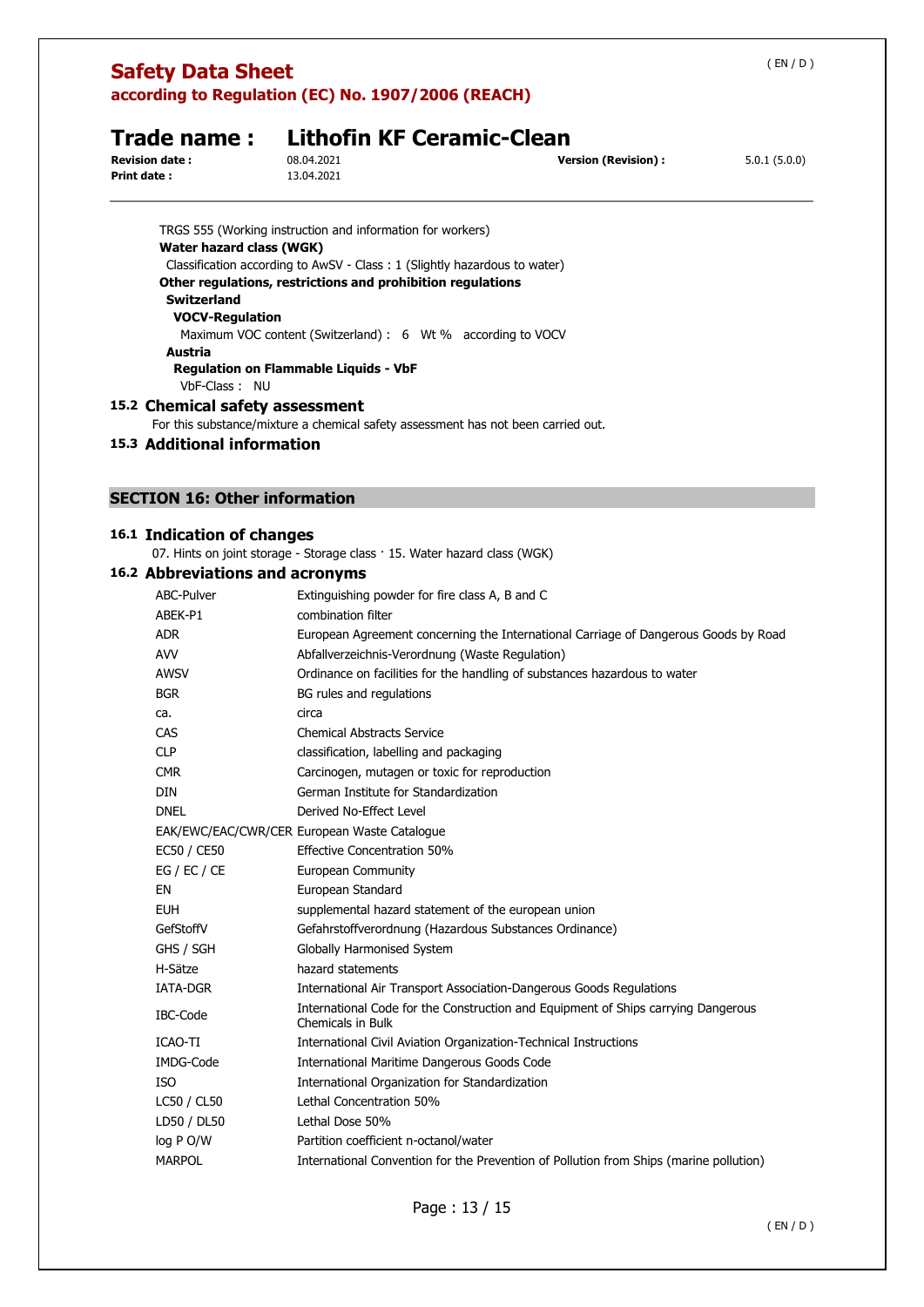TRGS 555 (Working instruction and information for workers)

**Water hazard class (WGK)**

Classification according to AwSV - Class : 1 (Slightly hazardous to water)

**Other regulations, restrictions and prohibition regulations**

**Switzerland**

**VOCV-Regulation**

Maximum VOC content (Switzerland) : 6 Wt % according to VOCV

**Austria**

**Regulation on Flammable Liquids - VbF**

VbF-Class : NU

### 15.2 Chemical safety assessment

For this substance/mixture a chemical safety assessment has not been carried out.

### 15.3 Additional information

## SECTION 16: Other information

### 16.1 Indication of changes

07. Hints on joint storage - Storage class · 15. Water hazard class (WGK)

### 16.2 Abbreviations and acronyms

| | |
|---|---|
| ABC-Pulver | Extinguishing powder for fire class A, B and C |
| ABEK-P1 | combination filter |
| ADR | European Agreement concerning the International Carriage of Dangerous Goods by Road |
| AVV | Abfallverzeichnis-Verordnung (Waste Regulation) |
| AWSV | Ordinance on facilities for the handling of substances hazardous to water |
| BGR | BG rules and regulations |
| ca. | circa |
| CAS | Chemical Abstracts Service |
| CLP | classification, labelling and packaging |
| CMR | Carcinogen, mutagen or toxic for reproduction |
| DIN | German Institute for Standardization |
| DNEL | Derived No-Effect Level |
| EAK/EWC/EAC/CWR/CER | European Waste Catalogue |
| EC50 / CE50 | Effective Concentration 50% |
| EG / EC / CE | European Community |
| EN | European Standard |
| EUH | supplemental hazard statement of the european union |
| GefStoffV | Gefahrstoffverordnung (Hazardous Substances Ordinance) |
| GHS / SGH | Globally Harmonised System |
| H-Sätze | hazard statements |
| IATA-DGR | International Air Transport Association-Dangerous Goods Regulations |
| IBC-Code | International Code for the Construction and Equipment of Ships carrying Dangerous Chemicals in Bulk |
| ICAO-TI | International Civil Aviation Organization-Technical Instructions |
| IMDG-Code | International Maritime Dangerous Goods Code |
| ISO | International Organization for Standardization |
| LC50 / CL50 | Lethal Concentration 50% |
| LD50 / DL50 | Lethal Dose 50% |
| log P O/W | Partition coefficient n-octanol/water |
| MARPOL | International Convention for the Prevention of Pollution from Ships (marine pollution) |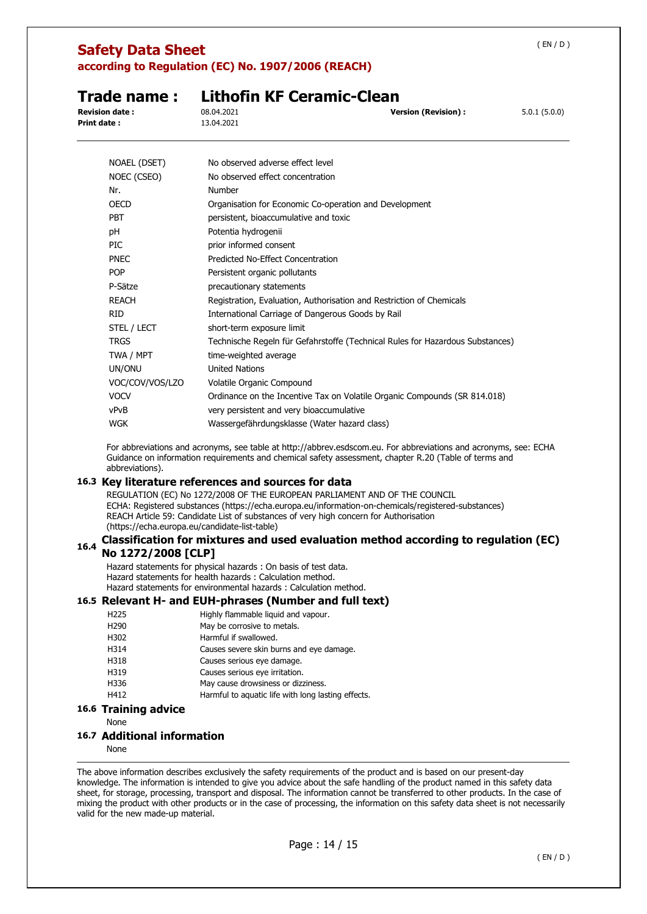| | |
|---|---|
| NOAEL (DSET) | No observed adverse effect level |
| NOEC (CSEO) | No observed effect concentration |
| Nr. | Number |
| OECD | Organisation for Economic Co-operation and Development |
| PBT | persistent, bioaccumulative and toxic |
| pH | Potentia hydrogenii |
| PIC | prior informed consent |
| PNEC | Predicted No-Effect Concentration |
| POP | Persistent organic pollutants |
| P-Sätze | precautionary statements |
| REACH | Registration, Evaluation, Authorisation and Restriction of Chemicals |
| RID | International Carriage of Dangerous Goods by Rail |
| STEL / LECT | short-term exposure limit |
| TRGS | Technische Regeln für Gefahrstoffe (Technical Rules for Hazardous Substances) |
| TWA / MPT | time-weighted average |
| UN/ONU | United Nations |
| VOC/COV/VOS/LZO | Volatile Organic Compound |
| VOCV | Ordinance on the Incentive Tax on Volatile Organic Compounds (SR 814.018) |
| vPvB | very persistent and very bioaccumulative |
| WGK | Wassergefährdungsklasse (Water hazard class) |

For abbreviations and acronyms, see table at http://abbrev.esdscom.eu. For abbreviations and acronyms, see: ECHA Guidance on information requirements and chemical safety assessment, chapter R.20 (Table of terms and abbreviations).

## 16.3 Key literature references and sources for data

REGULATION (EC) No 1272/2008 OF THE EUROPEAN PARLIAMENT AND OF THE COUNCIL
ECHA: Registered substances (https://echa.europa.eu/information-on-chemicals/registered-substances)
REACH Article 59: Candidate List of substances of very high concern for Authorisation (https://echa.europa.eu/candidate-list-table)

## 16.4 Classification for mixtures and used evaluation method according to regulation (EC) No 1272/2008 [CLP]

Hazard statements for physical hazards : On basis of test data.
Hazard statements for health hazards : Calculation method.
Hazard statements for environmental hazards : Calculation method.

## 16.5 Relevant H- and EUH-phrases (Number and full text)

| | |
|---|---|
| H225 | Highly flammable liquid and vapour. |
| H290 | May be corrosive to metals. |
| H302 | Harmful if swallowed. |
| H314 | Causes severe skin burns and eye damage. |
| H318 | Causes serious eye damage. |
| H319 | Causes serious eye irritation. |
| H336 | May cause drowsiness or dizziness. |
| H412 | Harmful to aquatic life with long lasting effects. |

## 16.6 Training advice

None

## 16.7 Additional information

None

The above information describes exclusively the safety requirements of the product and is based on our present-day knowledge. The information is intended to give you advice about the safe handling of the product named in this safety data sheet, for storage, processing, transport and disposal. The information cannot be transferred to other products. In the case of mixing the product with other products or in the case of processing, the information on this safety data sheet is not necessarily valid for the new made-up material.